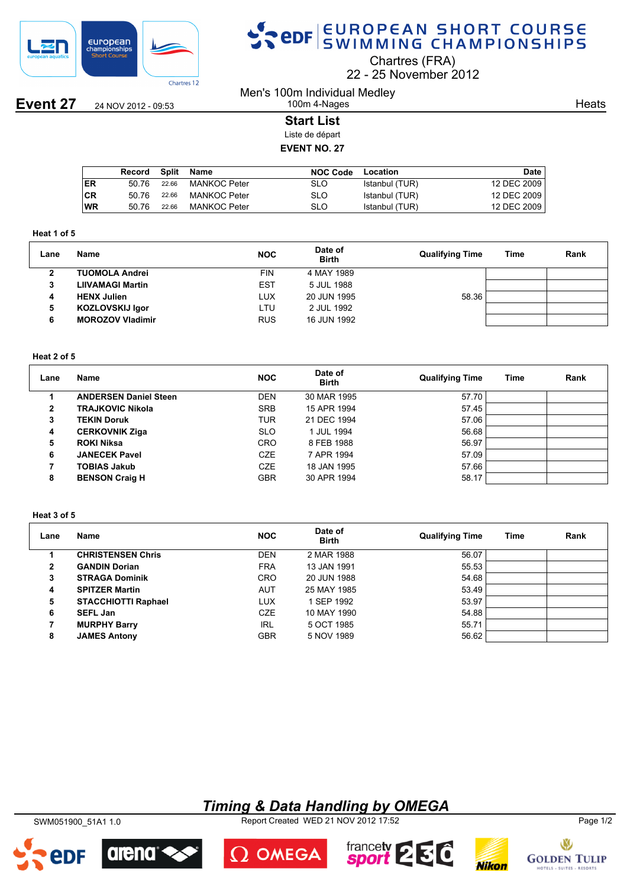# EUROPEAN SHORT COURSE SWIMMING CHAMPIONSHIPS

Chartres (FRA)
22 - 25 November 2012

**Event 27** 24 NOV 2012 - 09:53

Men's 100m Individual Medley
100m 4-Nages

Heats

## Start List

Liste de départ

**EVENT NO. 27**

| | Record | Split | Name | NOC Code | Location | Date |
|---|---|---|---|---|---|---|
| ER | 50.76 | 22.66 | MANKOC Peter | SLO | Istanbul (TUR) | 12 DEC 2009 |
| CR | 50.76 | 22.66 | MANKOC Peter | SLO | Istanbul (TUR) | 12 DEC 2009 |
| WR | 50.76 | 22.66 | MANKOC Peter | SLO | Istanbul (TUR) | 12 DEC 2009 |

**Heat 1 of 5**

| Lane | Name | NOC | Date of Birth | Qualifying Time | Time | Rank |
|---|---|---|---|---|---|---|
| 2 | **TUOMOLA Andrei** | FIN | 4 MAY 1989 | | | |
| 3 | **LIIVAMAGI Martin** | EST | 5 JUL 1988 | | | |
| 4 | **HENX Julien** | LUX | 20 JUN 1995 | 58.36 | | |
| 5 | **KOZLOVSKIJ Igor** | LTU | 2 JUL 1992 | | | |
| 6 | **MOROZOV Vladimir** | RUS | 16 JUN 1992 | | | |

**Heat 2 of 5**

| Lane | Name | NOC | Date of Birth | Qualifying Time | Time | Rank |
|---|---|---|---|---|---|---|
| 1 | **ANDERSEN Daniel Steen** | DEN | 30 MAR 1995 | 57.70 | | |
| 2 | **TRAJKOVIC Nikola** | SRB | 15 APR 1994 | 57.45 | | |
| 3 | **TEKIN Doruk** | TUR | 21 DEC 1994 | 57.06 | | |
| 4 | **CERKOVNIK Ziga** | SLO | 1 JUL 1994 | 56.68 | | |
| 5 | **ROKI Niksa** | CRO | 8 FEB 1988 | 56.97 | | |
| 6 | **JANECEK Pavel** | CZE | 7 APR 1994 | 57.09 | | |
| 7 | **TOBIAS Jakub** | CZE | 18 JAN 1995 | 57.66 | | |
| 8 | **BENSON Craig H** | GBR | 30 APR 1994 | 58.17 | | |

**Heat 3 of 5**

| Lane | Name | NOC | Date of Birth | Qualifying Time | Time | Rank |
|---|---|---|---|---|---|---|
| 1 | **CHRISTENSEN Chris** | DEN | 2 MAR 1988 | 56.07 | | |
| 2 | **GANDIN Dorian** | FRA | 13 JAN 1991 | 55.53 | | |
| 3 | **STRAGA Dominik** | CRO | 20 JUN 1988 | 54.68 | | |
| 4 | **SPITZER Martin** | AUT | 25 MAY 1985 | 53.49 | | |
| 5 | **STACCHIOTTI Raphael** | LUX | 1 SEP 1992 | 53.97 | | |
| 6 | **SEFL Jan** | CZE | 10 MAY 1990 | 54.88 | | |
| 7 | **MURPHY Barry** | IRL | 5 OCT 1985 | 55.71 | | |
| 8 | **JAMES Antony** | GBR | 5 NOV 1989 | 56.62 | | |

*Timing & Data Handling by OMEGA*

SWM051900_51A1 1.0 Report Created WED 21 NOV 2012 17:52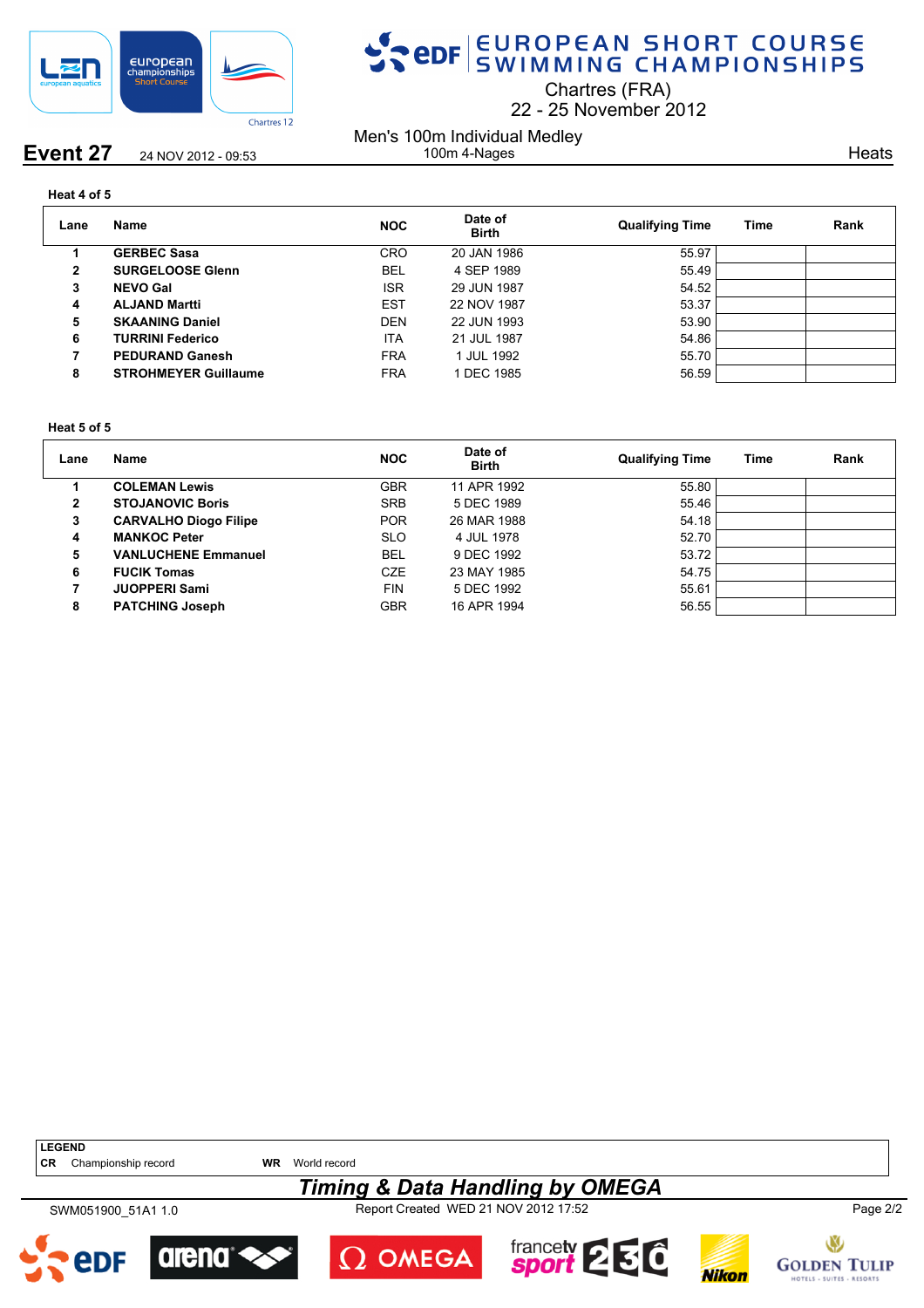# EUROPEAN SHORT COURSE SWIMMING CHAMPIONSHIPS

Chartres (FRA)
22 - 25 November 2012

**Event 27** 24 NOV 2012 - 09:53

Men's 100m Individual Medley
100m 4-Nages

Heats

**Heat 4 of 5**

| Lane | Name | NOC | Date of Birth | Qualifying Time | Time | Rank |
|---|---|---|---|---|---|---|
| 1 | **GERBEC Sasa** | CRO | 20 JAN 1986 | 55.97 | | |
| 2 | **SURGELOOSE Glenn** | BEL | 4 SEP 1989 | 55.49 | | |
| 3 | **NEVO Gal** | ISR | 29 JUN 1987 | 54.52 | | |
| 4 | **ALJAND Martti** | EST | 22 NOV 1987 | 53.37 | | |
| 5 | **SKAANING Daniel** | DEN | 22 JUN 1993 | 53.90 | | |
| 6 | **TURRINI Federico** | ITA | 21 JUL 1987 | 54.86 | | |
| 7 | **PEDURAND Ganesh** | FRA | 1 JUL 1992 | 55.70 | | |
| 8 | **STROHMEYER Guillaume** | FRA | 1 DEC 1985 | 56.59 | | |

**Heat 5 of 5**

| Lane | Name | NOC | Date of Birth | Qualifying Time | Time | Rank |
|---|---|---|---|---|---|---|
| 1 | **COLEMAN Lewis** | GBR | 11 APR 1992 | 55.80 | | |
| 2 | **STOJANOVIC Boris** | SRB | 5 DEC 1989 | 55.46 | | |
| 3 | **CARVALHO Diogo Filipe** | POR | 26 MAR 1988 | 54.18 | | |
| 4 | **MANKOC Peter** | SLO | 4 JUL 1978 | 52.70 | | |
| 5 | **VANLUCHENE Emmanuel** | BEL | 9 DEC 1992 | 53.72 | | |
| 6 | **FUCIK Tomas** | CZE | 23 MAY 1985 | 54.75 | | |
| 7 | **JUOPPERI Sami** | FIN | 5 DEC 1992 | 55.61 | | |
| 8 | **PATCHING Joseph** | GBR | 16 APR 1994 | 56.55 | | |

**LEGEND**
**CR** Championship record **WR** World record

***Timing & Data Handling by OMEGA***

SWM051900_51A1 1.0 Report Created WED 21 NOV 2012 17:52